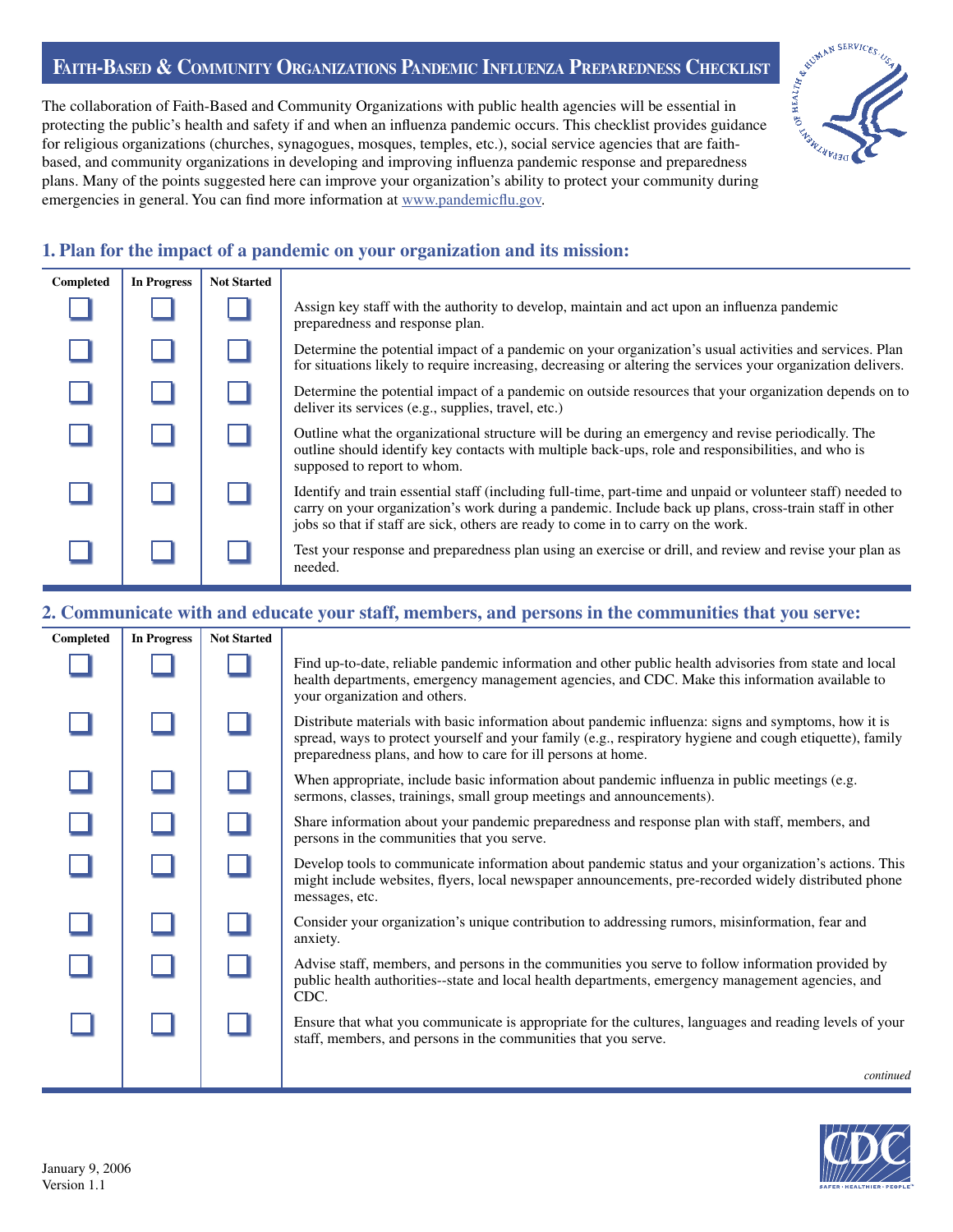# Faith-Based & Community Organizations Pandemic Influenza Preparedness Checklist

The collaboration of Faith-Based and Community Organizations with public health agencies will be essential in protecting the public's health and safety if and when an influenza pandemic occurs. This checklist provides guidance for religious organizations (churches, synagogues, mosques, temples, etc.), social service agencies that are faith-based, and community organizations in developing and improving influenza pandemic response and preparedness plans. Many of the points suggested here can improve your organization's ability to protect your community during emergencies in general. You can find more information at www.pandemicflu.gov.

## 1. Plan for the impact of a pandemic on your organization and its mission:

| Completed | In Progress | Not Started | |
|---|---|---|---|
| ☐ | ☐ | ☐ | Assign key staff with the authority to develop, maintain and act upon an influenza pandemic preparedness and response plan. |
| ☐ | ☐ | ☐ | Determine the potential impact of a pandemic on your organization's usual activities and services. Plan for situations likely to require increasing, decreasing or altering the services your organization delivers. |
| ☐ | ☐ | ☐ | Determine the potential impact of a pandemic on outside resources that your organization depends on to deliver its services (e.g., supplies, travel, etc.) |
| ☐ | ☐ | ☐ | Outline what the organizational structure will be during an emergency and revise periodically. The outline should identify key contacts with multiple back-ups, role and responsibilities, and who is supposed to report to whom. |
| ☐ | ☐ | ☐ | Identify and train essential staff (including full-time, part-time and unpaid or volunteer staff) needed to carry on your organization's work during a pandemic. Include back up plans, cross-train staff in other jobs so that if staff are sick, others are ready to come in to carry on the work. |
| ☐ | ☐ | ☐ | Test your response and preparedness plan using an exercise or drill, and review and revise your plan as needed. |

## 2. Communicate with and educate your staff, members, and persons in the communities that you serve:

| Completed | In Progress | Not Started | |
|---|---|---|---|
| ☐ | ☐ | ☐ | Find up-to-date, reliable pandemic information and other public health advisories from state and local health departments, emergency management agencies, and CDC. Make this information available to your organization and others. |
| ☐ | ☐ | ☐ | Distribute materials with basic information about pandemic influenza: signs and symptoms, how it is spread, ways to protect yourself and your family (e.g., respiratory hygiene and cough etiquette), family preparedness plans, and how to care for ill persons at home. |
| ☐ | ☐ | ☐ | When appropriate, include basic information about pandemic influenza in public meetings (e.g. sermons, classes, trainings, small group meetings and announcements). |
| ☐ | ☐ | ☐ | Share information about your pandemic preparedness and response plan with staff, members, and persons in the communities that you serve. |
| ☐ | ☐ | ☐ | Develop tools to communicate information about pandemic status and your organization's actions. This might include websites, flyers, local newspaper announcements, pre-recorded widely distributed phone messages, etc. |
| ☐ | ☐ | ☐ | Consider your organization's unique contribution to addressing rumors, misinformation, fear and anxiety. |
| ☐ | ☐ | ☐ | Advise staff, members, and persons in the communities you serve to follow information provided by public health authorities--state and local health departments, emergency management agencies, and CDC. |
| ☐ | ☐ | ☐ | Ensure that what you communicate is appropriate for the cultures, languages and reading levels of your staff, members, and persons in the communities that you serve. |

*continued*

January 9, 2006
Version 1.1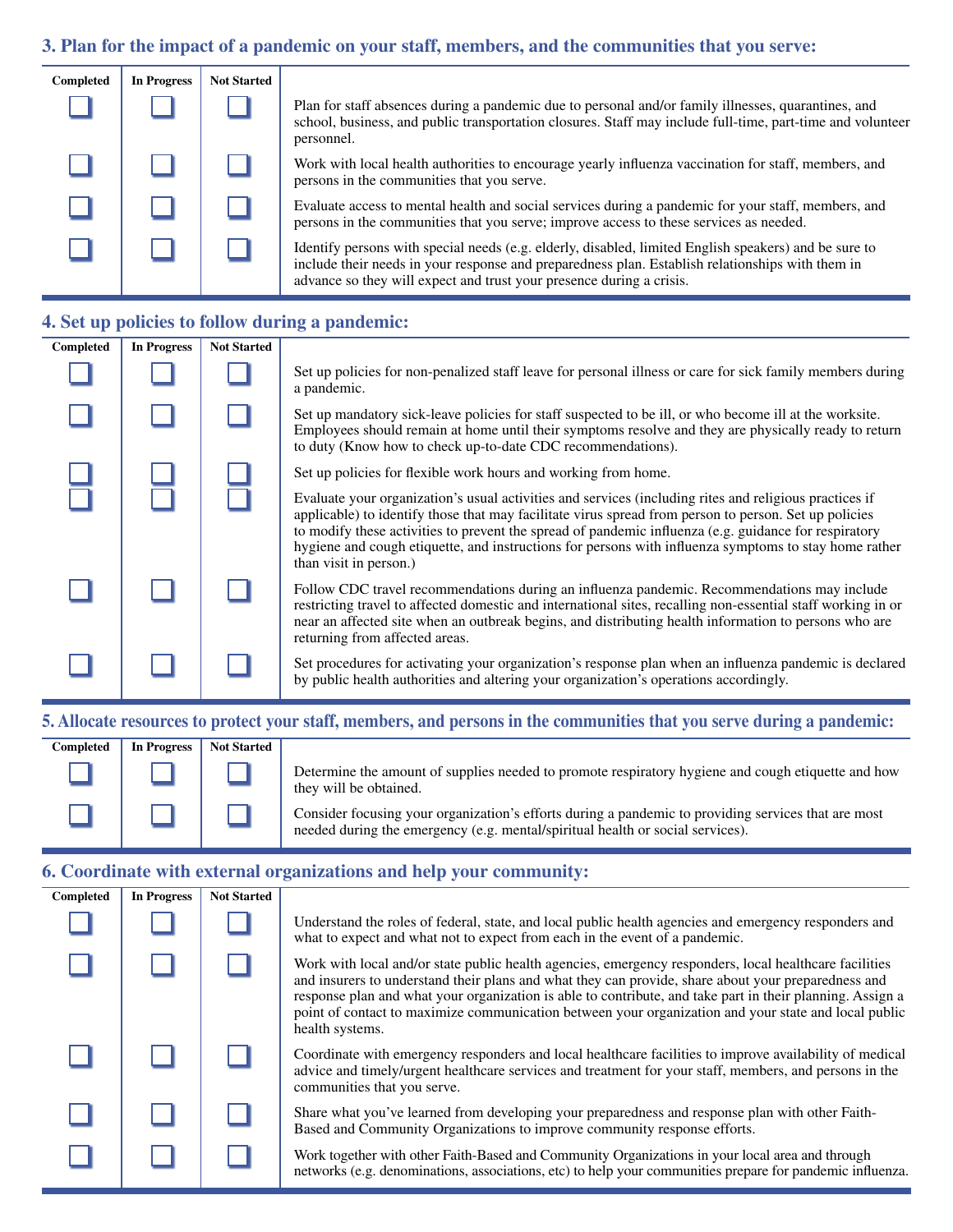## 3. Plan for the impact of a pandemic on your staff, members, and the communities that you serve:

| Completed | In Progress | Not Started | |
|---|---|---|---|
| ☐ | ☐ | ☐ | Plan for staff absences during a pandemic due to personal and/or family illnesses, quarantines, and school, business, and public transportation closures. Staff may include full-time, part-time and volunteer personnel. |
| ☐ | ☐ | ☐ | Work with local health authorities to encourage yearly influenza vaccination for staff, members, and persons in the communities that you serve. |
| ☐ | ☐ | ☐ | Evaluate access to mental health and social services during a pandemic for your staff, members, and persons in the communities that you serve; improve access to these services as needed. |
| ☐ | ☐ | ☐ | Identify persons with special needs (e.g. elderly, disabled, limited English speakers) and be sure to include their needs in your response and preparedness plan. Establish relationships with them in advance so they will expect and trust your presence during a crisis. |

## 4. Set up policies to follow during a pandemic:

| Completed | In Progress | Not Started | |
|---|---|---|---|
| ☐ | ☐ | ☐ | Set up policies for non-penalized staff leave for personal illness or care for sick family members during a pandemic. |
| ☐ | ☐ | ☐ | Set up mandatory sick-leave policies for staff suspected to be ill, or who become ill at the worksite. Employees should remain at home until their symptoms resolve and they are physically ready to return to duty (Know how to check up-to-date CDC recommendations). |
| ☐ | ☐ | ☐ | Set up policies for flexible work hours and working from home. |
| ☐ | ☐ | ☐ | Evaluate your organization's usual activities and services (including rites and religious practices if applicable) to identify those that may facilitate virus spread from person to person. Set up policies to modify these activities to prevent the spread of pandemic influenza (e.g. guidance for respiratory hygiene and cough etiquette, and instructions for persons with influenza symptoms to stay home rather than visit in person.) |
| ☐ | ☐ | ☐ | Follow CDC travel recommendations during an influenza pandemic. Recommendations may include restricting travel to affected domestic and international sites, recalling non-essential staff working in or near an affected site when an outbreak begins, and distributing health information to persons who are returning from affected areas. |
| ☐ | ☐ | ☐ | Set procedures for activating your organization's response plan when an influenza pandemic is declared by public health authorities and altering your organization's operations accordingly. |

## 5. Allocate resources to protect your staff, members, and persons in the communities that you serve during a pandemic:

| Completed | In Progress | Not Started | |
|---|---|---|---|
| ☐ | ☐ | ☐ | Determine the amount of supplies needed to promote respiratory hygiene and cough etiquette and how they will be obtained. |
| ☐ | ☐ | ☐ | Consider focusing your organization's efforts during a pandemic to providing services that are most needed during the emergency (e.g. mental/spiritual health or social services). |

## 6. Coordinate with external organizations and help your community:

| Completed | In Progress | Not Started | |
|---|---|---|---|
| ☐ | ☐ | ☐ | Understand the roles of federal, state, and local public health agencies and emergency responders and what to expect and what not to expect from each in the event of a pandemic. |
| ☐ | ☐ | ☐ | Work with local and/or state public health agencies, emergency responders, local healthcare facilities and insurers to understand their plans and what they can provide, share about your preparedness and response plan and what your organization is able to contribute, and take part in their planning. Assign a point of contact to maximize communication between your organization and your state and local public health systems. |
| ☐ | ☐ | ☐ | Coordinate with emergency responders and local healthcare facilities to improve availability of medical advice and timely/urgent healthcare services and treatment for your staff, members, and persons in the communities that you serve. |
| ☐ | ☐ | ☐ | Share what you've learned from developing your preparedness and response plan with other Faith-Based and Community Organizations to improve community response efforts. |
| ☐ | ☐ | ☐ | Work together with other Faith-Based and Community Organizations in your local area and through networks (e.g. denominations, associations, etc) to help your communities prepare for pandemic influenza. |